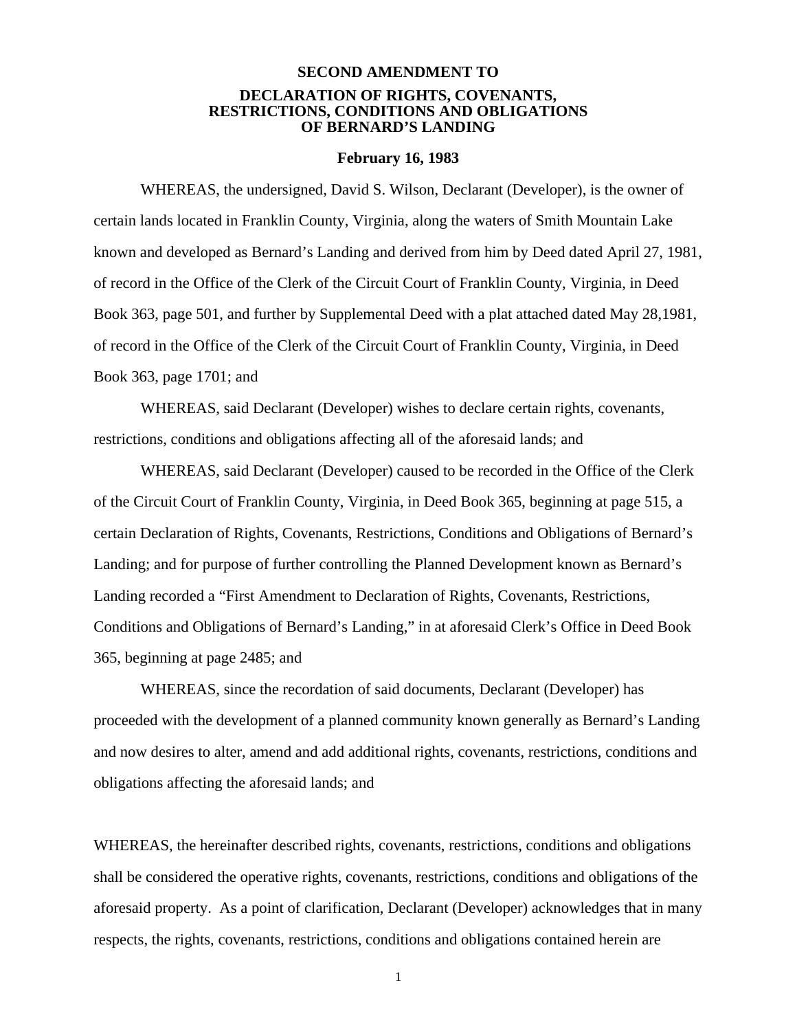# SECOND AMENDMENT TO

# DECLARATION OF RIGHTS, COVENANTS, RESTRICTIONS, CONDITIONS AND OBLIGATIONS OF BERNARD'S LANDING

**February 16, 1983**

WHEREAS, the undersigned, David S. Wilson, Declarant (Developer), is the owner of certain lands located in Franklin County, Virginia, along the waters of Smith Mountain Lake known and developed as Bernard's Landing and derived from him by Deed dated April 27, 1981, of record in the Office of the Clerk of the Circuit Court of Franklin County, Virginia, in Deed Book 363, page 501, and further by Supplemental Deed with a plat attached dated May 28,1981, of record in the Office of the Clerk of the Circuit Court of Franklin County, Virginia, in Deed Book 363, page 1701; and

WHEREAS, said Declarant (Developer) wishes to declare certain rights, covenants, restrictions, conditions and obligations affecting all of the aforesaid lands; and

WHEREAS, said Declarant (Developer) caused to be recorded in the Office of the Clerk of the Circuit Court of Franklin County, Virginia, in Deed Book 365, beginning at page 515, a certain Declaration of Rights, Covenants, Restrictions, Conditions and Obligations of Bernard's Landing; and for purpose of further controlling the Planned Development known as Bernard's Landing recorded a "First Amendment to Declaration of Rights, Covenants, Restrictions, Conditions and Obligations of Bernard's Landing," in at aforesaid Clerk's Office in Deed Book 365, beginning at page 2485; and

WHEREAS, since the recordation of said documents, Declarant (Developer) has proceeded with the development of a planned community known generally as Bernard's Landing and now desires to alter, amend and add additional rights, covenants, restrictions, conditions and obligations affecting the aforesaid lands; and

WHEREAS, the hereinafter described rights, covenants, restrictions, conditions and obligations shall be considered the operative rights, covenants, restrictions, conditions and obligations of the aforesaid property. As a point of clarification, Declarant (Developer) acknowledges that in many respects, the rights, covenants, restrictions, conditions and obligations contained herein are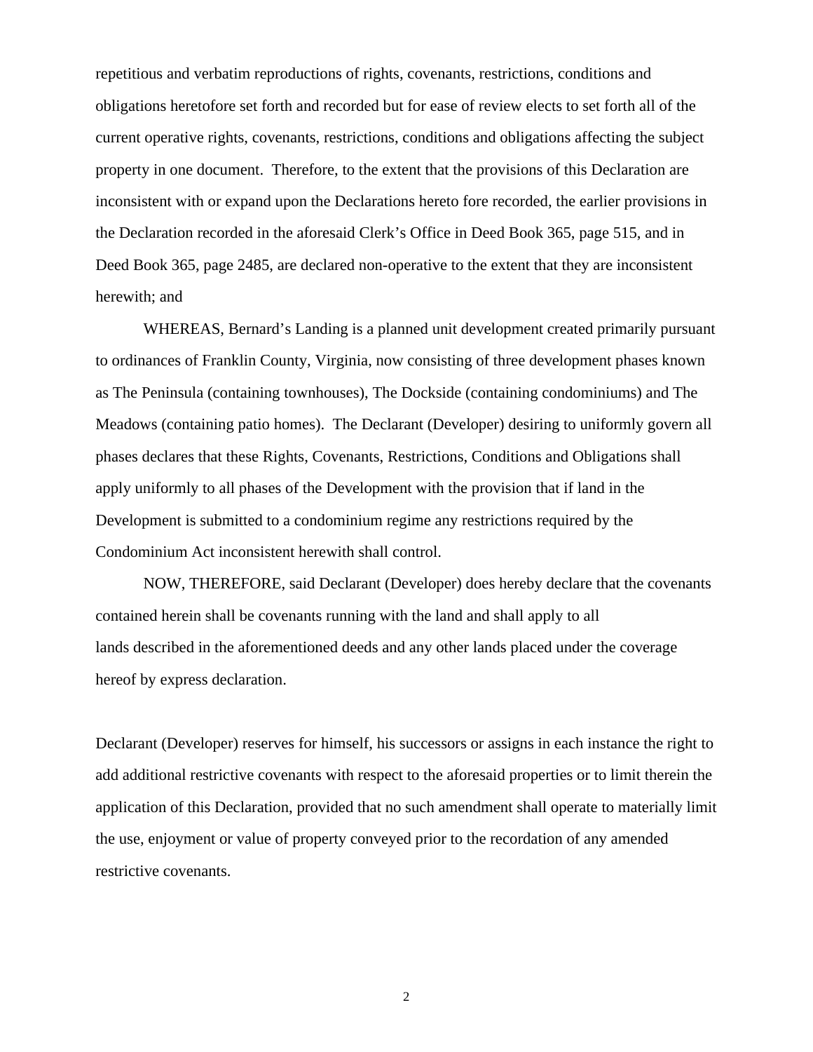repetitious and verbatim reproductions of rights, covenants, restrictions, conditions and obligations heretofore set forth and recorded but for ease of review elects to set forth all of the current operative rights, covenants, restrictions, conditions and obligations affecting the subject property in one document. Therefore, to the extent that the provisions of this Declaration are inconsistent with or expand upon the Declarations hereto fore recorded, the earlier provisions in the Declaration recorded in the aforesaid Clerk's Office in Deed Book 365, page 515, and in Deed Book 365, page 2485, are declared non-operative to the extent that they are inconsistent herewith; and

WHEREAS, Bernard's Landing is a planned unit development created primarily pursuant to ordinances of Franklin County, Virginia, now consisting of three development phases known as The Peninsula (containing townhouses), The Dockside (containing condominiums) and The Meadows (containing patio homes). The Declarant (Developer) desiring to uniformly govern all phases declares that these Rights, Covenants, Restrictions, Conditions and Obligations shall apply uniformly to all phases of the Development with the provision that if land in the Development is submitted to a condominium regime any restrictions required by the Condominium Act inconsistent herewith shall control.

NOW, THEREFORE, said Declarant (Developer) does hereby declare that the covenants contained herein shall be covenants running with the land and shall apply to all lands described in the aforementioned deeds and any other lands placed under the coverage hereof by express declaration.

Declarant (Developer) reserves for himself, his successors or assigns in each instance the right to add additional restrictive covenants with respect to the aforesaid properties or to limit therein the application of this Declaration, provided that no such amendment shall operate to materially limit the use, enjoyment or value of property conveyed prior to the recordation of any amended restrictive covenants.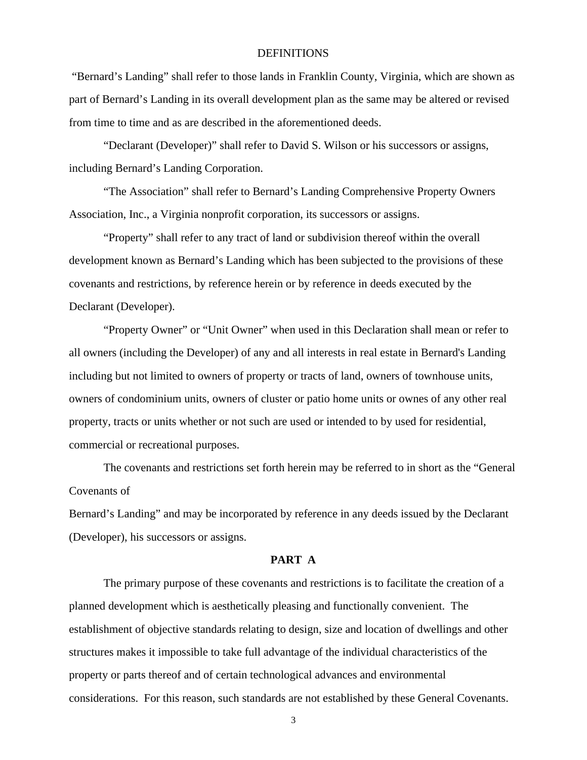DEFINITIONS

"Bernard's Landing" shall refer to those lands in Franklin County, Virginia, which are shown as part of Bernard's Landing in its overall development plan as the same may be altered or revised from time to time and as are described in the aforementioned deeds.

"Declarant (Developer)" shall refer to David S. Wilson or his successors or assigns, including Bernard's Landing Corporation.

"The Association" shall refer to Bernard's Landing Comprehensive Property Owners Association, Inc., a Virginia nonprofit corporation, its successors or assigns.

"Property" shall refer to any tract of land or subdivision thereof within the overall development known as Bernard's Landing which has been subjected to the provisions of these covenants and restrictions, by reference herein or by reference in deeds executed by the Declarant (Developer).

"Property Owner" or "Unit Owner" when used in this Declaration shall mean or refer to all owners (including the Developer) of any and all interests in real estate in Bernard's Landing including but not limited to owners of property or tracts of land, owners of townhouse units, owners of condominium units, owners of cluster or patio home units or ownes of any other real property, tracts or units whether or not such are used or intended to by used for residential, commercial or recreational purposes.

The covenants and restrictions set forth herein may be referred to in short as the "General Covenants of

Bernard's Landing" and may be incorporated by reference in any deeds issued by the Declarant (Developer), his successors or assigns.

**PART A**

The primary purpose of these covenants and restrictions is to facilitate the creation of a planned development which is aesthetically pleasing and functionally convenient. The establishment of objective standards relating to design, size and location of dwellings and other structures makes it impossible to take full advantage of the individual characteristics of the property or parts thereof and of certain technological advances and environmental considerations. For this reason, such standards are not established by these General Covenants.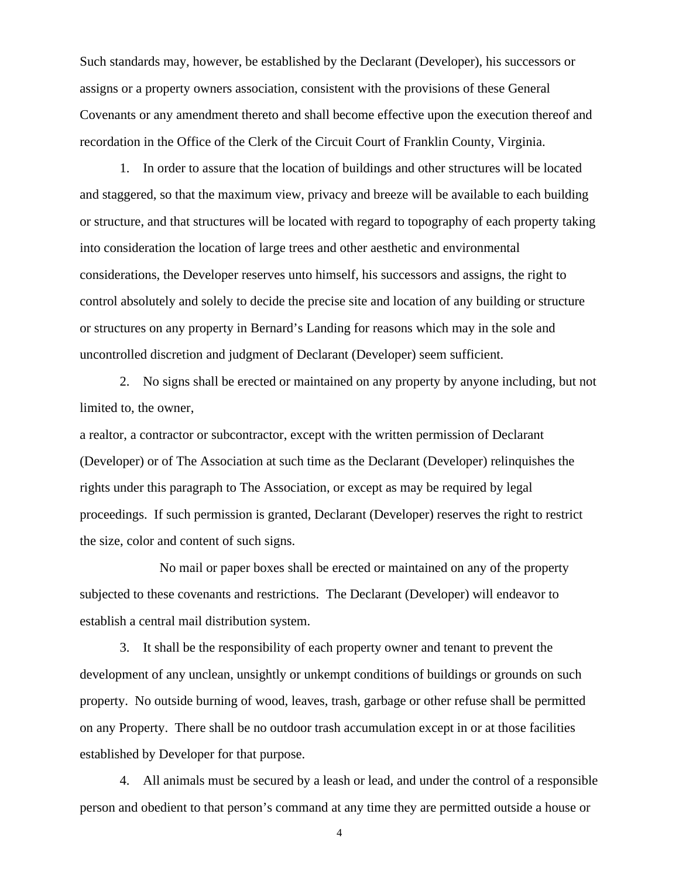Such standards may, however, be established by the Declarant (Developer), his successors or assigns or a property owners association, consistent with the provisions of these General Covenants or any amendment thereto and shall become effective upon the execution thereof and recordation in the Office of the Clerk of the Circuit Court of Franklin County, Virginia.

1. In order to assure that the location of buildings and other structures will be located and staggered, so that the maximum view, privacy and breeze will be available to each building or structure, and that structures will be located with regard to topography of each property taking into consideration the location of large trees and other aesthetic and environmental considerations, the Developer reserves unto himself, his successors and assigns, the right to control absolutely and solely to decide the precise site and location of any building or structure or structures on any property in Bernard's Landing for reasons which may in the sole and uncontrolled discretion and judgment of Declarant (Developer) seem sufficient.

2. No signs shall be erected or maintained on any property by anyone including, but not limited to, the owner,
a realtor, a contractor or subcontractor, except with the written permission of Declarant (Developer) or of The Association at such time as the Declarant (Developer) relinquishes the rights under this paragraph to The Association, or except as may be required by legal proceedings. If such permission is granted, Declarant (Developer) reserves the right to restrict the size, color and content of such signs.

No mail or paper boxes shall be erected or maintained on any of the property subjected to these covenants and restrictions. The Declarant (Developer) will endeavor to establish a central mail distribution system.

3. It shall be the responsibility of each property owner and tenant to prevent the development of any unclean, unsightly or unkempt conditions of buildings or grounds on such property. No outside burning of wood, leaves, trash, garbage or other refuse shall be permitted on any Property. There shall be no outdoor trash accumulation except in or at those facilities established by Developer for that purpose.

4. All animals must be secured by a leash or lead, and under the control of a responsible person and obedient to that person's command at any time they are permitted outside a house or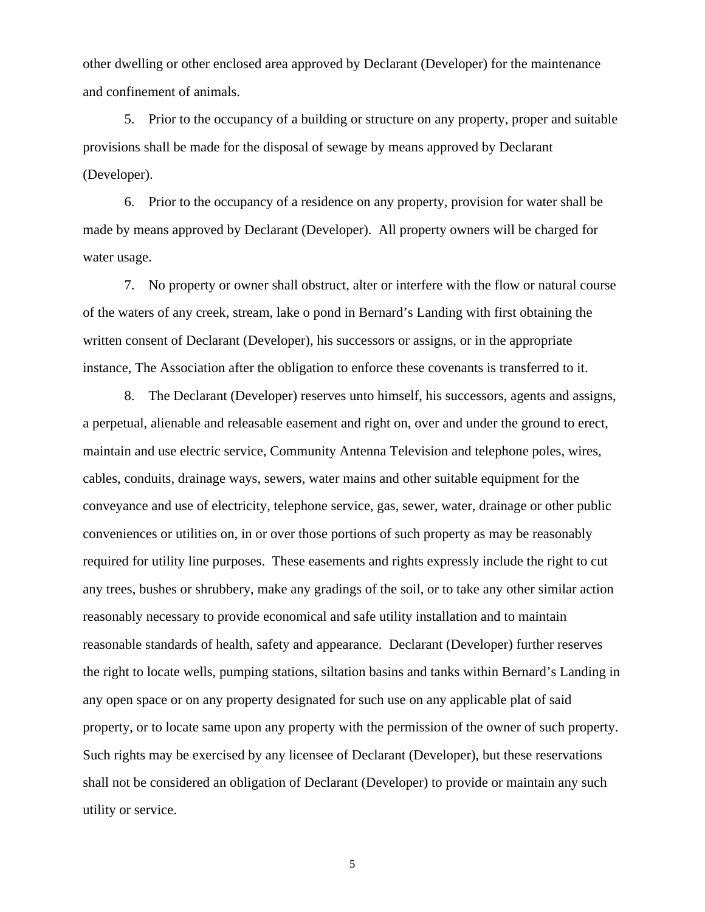other dwelling or other enclosed area approved by Declarant (Developer) for the maintenance and confinement of animals.

5. Prior to the occupancy of a building or structure on any property, proper and suitable provisions shall be made for the disposal of sewage by means approved by Declarant (Developer).

6. Prior to the occupancy of a residence on any property, provision for water shall be made by means approved by Declarant (Developer). All property owners will be charged for water usage.

7. No property or owner shall obstruct, alter or interfere with the flow or natural course of the waters of any creek, stream, lake o pond in Bernard's Landing with first obtaining the written consent of Declarant (Developer), his successors or assigns, or in the appropriate instance, The Association after the obligation to enforce these covenants is transferred to it.

8. The Declarant (Developer) reserves unto himself, his successors, agents and assigns, a perpetual, alienable and releasable easement and right on, over and under the ground to erect, maintain and use electric service, Community Antenna Television and telephone poles, wires, cables, conduits, drainage ways, sewers, water mains and other suitable equipment for the conveyance and use of electricity, telephone service, gas, sewer, water, drainage or other public conveniences or utilities on, in or over those portions of such property as may be reasonably required for utility line purposes. These easements and rights expressly include the right to cut any trees, bushes or shrubbery, make any gradings of the soil, or to take any other similar action reasonably necessary to provide economical and safe utility installation and to maintain reasonable standards of health, safety and appearance. Declarant (Developer) further reserves the right to locate wells, pumping stations, siltation basins and tanks within Bernard's Landing in any open space or on any property designated for such use on any applicable plat of said property, or to locate same upon any property with the permission of the owner of such property. Such rights may be exercised by any licensee of Declarant (Developer), but these reservations shall not be considered an obligation of Declarant (Developer) to provide or maintain any such utility or service.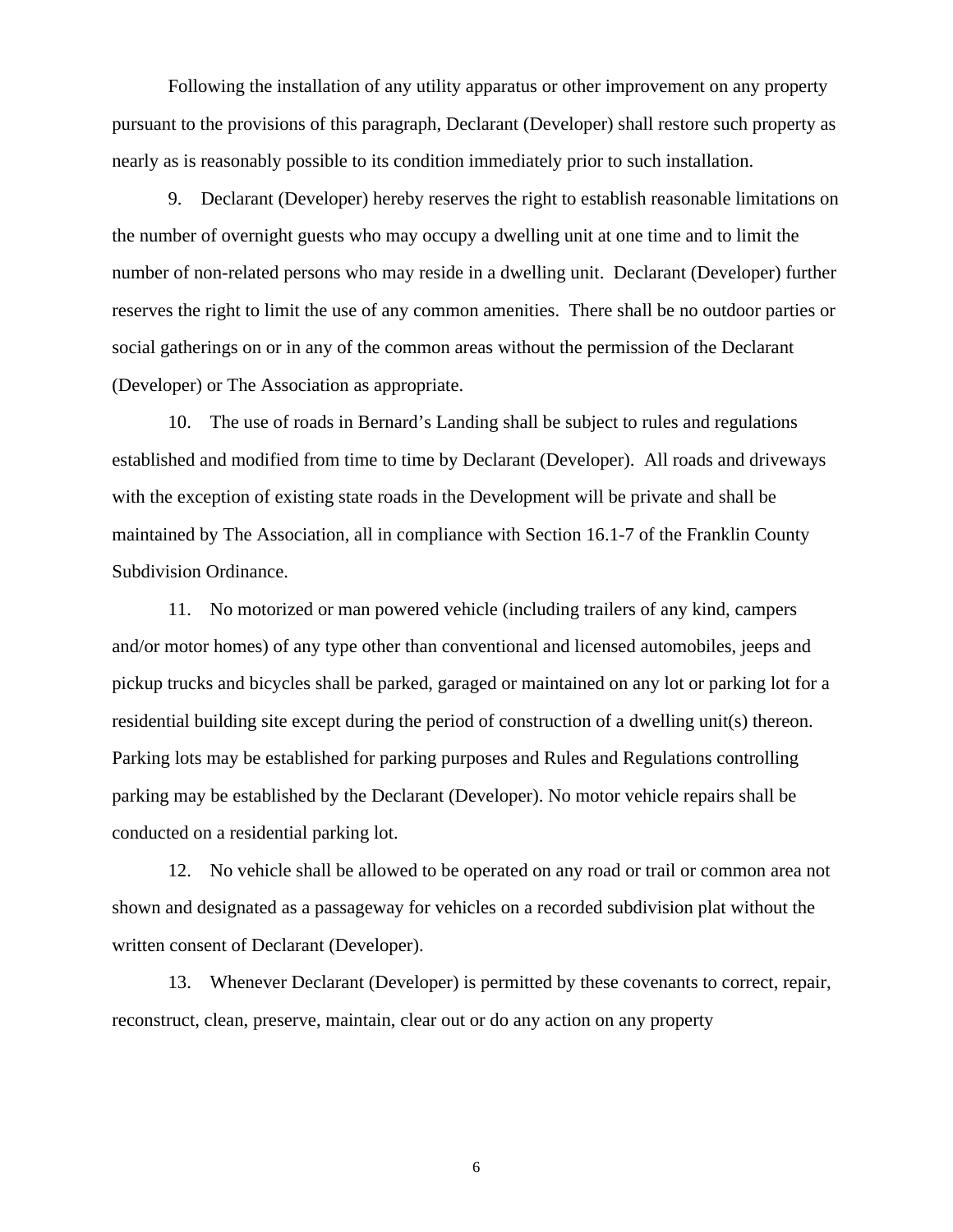Following the installation of any utility apparatus or other improvement on any property pursuant to the provisions of this paragraph, Declarant (Developer) shall restore such property as nearly as is reasonably possible to its condition immediately prior to such installation.

9. Declarant (Developer) hereby reserves the right to establish reasonable limitations on the number of overnight guests who may occupy a dwelling unit at one time and to limit the number of non-related persons who may reside in a dwelling unit. Declarant (Developer) further reserves the right to limit the use of any common amenities. There shall be no outdoor parties or social gatherings on or in any of the common areas without the permission of the Declarant (Developer) or The Association as appropriate.

10. The use of roads in Bernard's Landing shall be subject to rules and regulations established and modified from time to time by Declarant (Developer). All roads and driveways with the exception of existing state roads in the Development will be private and shall be maintained by The Association, all in compliance with Section 16.1-7 of the Franklin County Subdivision Ordinance.

11. No motorized or man powered vehicle (including trailers of any kind, campers and/or motor homes) of any type other than conventional and licensed automobiles, jeeps and pickup trucks and bicycles shall be parked, garaged or maintained on any lot or parking lot for a residential building site except during the period of construction of a dwelling unit(s) thereon. Parking lots may be established for parking purposes and Rules and Regulations controlling parking may be established by the Declarant (Developer). No motor vehicle repairs shall be conducted on a residential parking lot.

12. No vehicle shall be allowed to be operated on any road or trail or common area not shown and designated as a passageway for vehicles on a recorded subdivision plat without the written consent of Declarant (Developer).

13. Whenever Declarant (Developer) is permitted by these covenants to correct, repair, reconstruct, clean, preserve, maintain, clear out or do any action on any property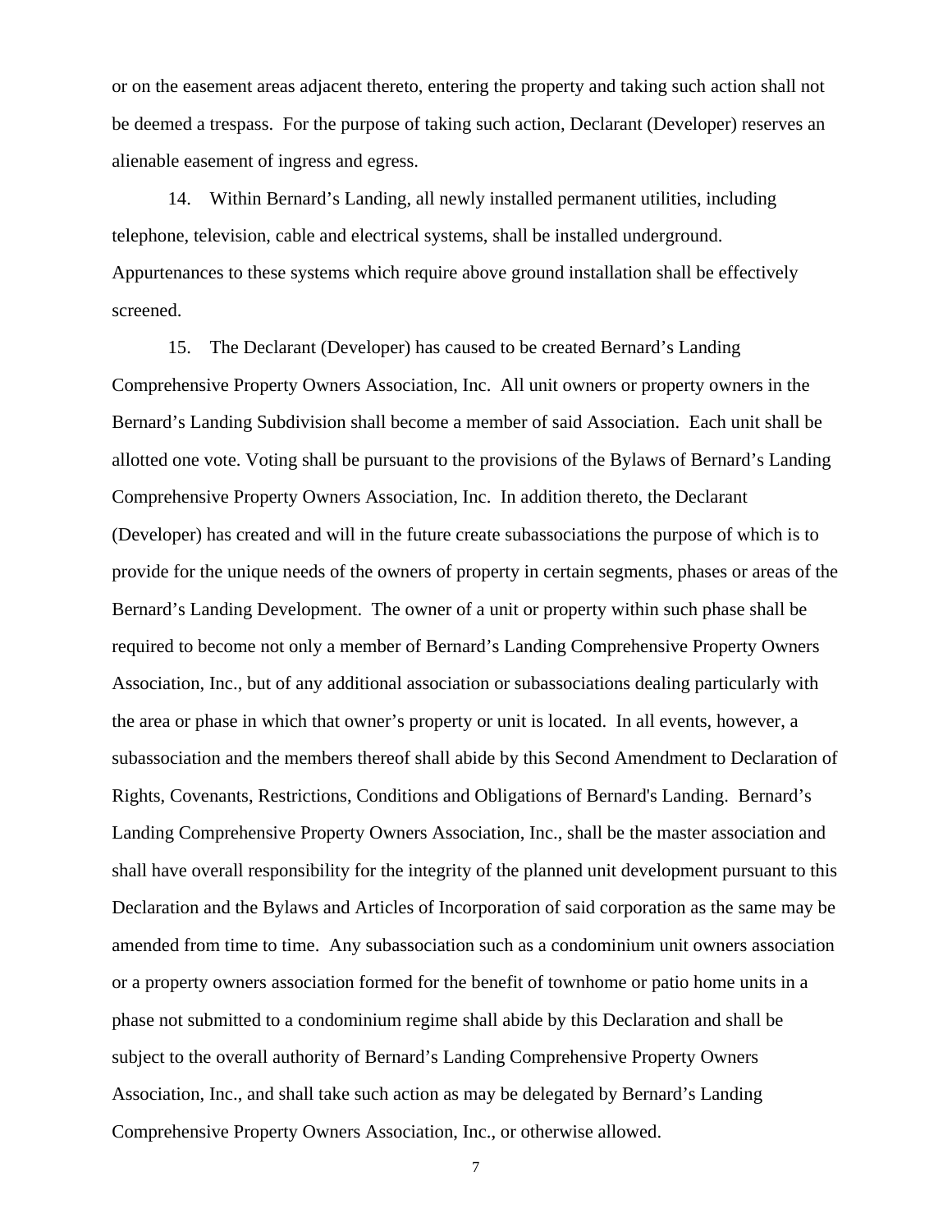or on the easement areas adjacent thereto, entering the property and taking such action shall not be deemed a trespass. For the purpose of taking such action, Declarant (Developer) reserves an alienable easement of ingress and egress.

14. Within Bernard’s Landing, all newly installed permanent utilities, including telephone, television, cable and electrical systems, shall be installed underground. Appurtenances to these systems which require above ground installation shall be effectively screened.

15. The Declarant (Developer) has caused to be created Bernard’s Landing Comprehensive Property Owners Association, Inc. All unit owners or property owners in the Bernard’s Landing Subdivision shall become a member of said Association. Each unit shall be allotted one vote. Voting shall be pursuant to the provisions of the Bylaws of Bernard’s Landing Comprehensive Property Owners Association, Inc. In addition thereto, the Declarant (Developer) has created and will in the future create subassociations the purpose of which is to provide for the unique needs of the owners of property in certain segments, phases or areas of the Bernard’s Landing Development. The owner of a unit or property within such phase shall be required to become not only a member of Bernard’s Landing Comprehensive Property Owners Association, Inc., but of any additional association or subassociations dealing particularly with the area or phase in which that owner’s property or unit is located. In all events, however, a subassociation and the members thereof shall abide by this Second Amendment to Declaration of Rights, Covenants, Restrictions, Conditions and Obligations of Bernard's Landing. Bernard’s Landing Comprehensive Property Owners Association, Inc., shall be the master association and shall have overall responsibility for the integrity of the planned unit development pursuant to this Declaration and the Bylaws and Articles of Incorporation of said corporation as the same may be amended from time to time. Any subassociation such as a condominium unit owners association or a property owners association formed for the benefit of townhome or patio home units in a phase not submitted to a condominium regime shall abide by this Declaration and shall be subject to the overall authority of Bernard’s Landing Comprehensive Property Owners Association, Inc., and shall take such action as may be delegated by Bernard’s Landing Comprehensive Property Owners Association, Inc., or otherwise allowed.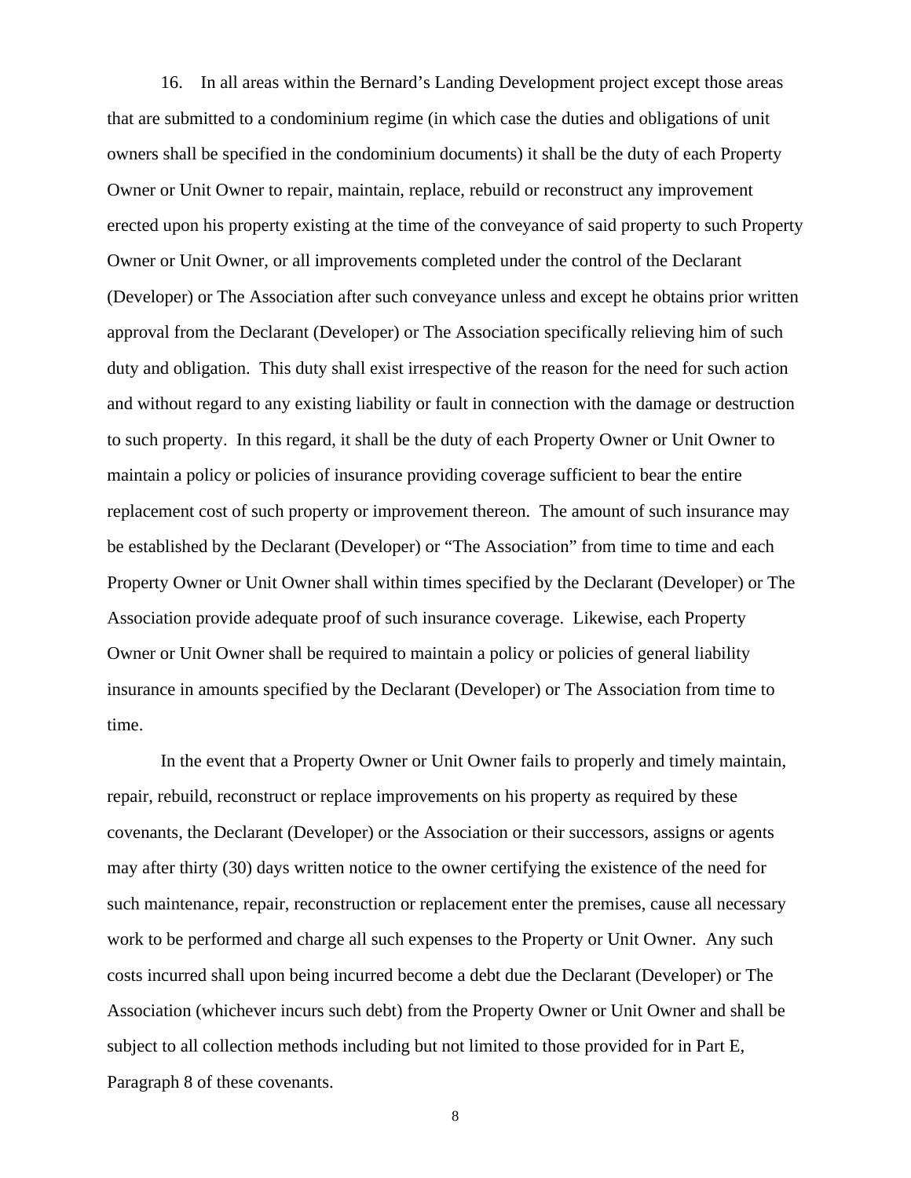16. In all areas within the Bernard's Landing Development project except those areas that are submitted to a condominium regime (in which case the duties and obligations of unit owners shall be specified in the condominium documents) it shall be the duty of each Property Owner or Unit Owner to repair, maintain, replace, rebuild or reconstruct any improvement erected upon his property existing at the time of the conveyance of said property to such Property Owner or Unit Owner, or all improvements completed under the control of the Declarant (Developer) or The Association after such conveyance unless and except he obtains prior written approval from the Declarant (Developer) or The Association specifically relieving him of such duty and obligation. This duty shall exist irrespective of the reason for the need for such action and without regard to any existing liability or fault in connection with the damage or destruction to such property. In this regard, it shall be the duty of each Property Owner or Unit Owner to maintain a policy or policies of insurance providing coverage sufficient to bear the entire replacement cost of such property or improvement thereon. The amount of such insurance may be established by the Declarant (Developer) or "The Association" from time to time and each Property Owner or Unit Owner shall within times specified by the Declarant (Developer) or The Association provide adequate proof of such insurance coverage. Likewise, each Property Owner or Unit Owner shall be required to maintain a policy or policies of general liability insurance in amounts specified by the Declarant (Developer) or The Association from time to time.

In the event that a Property Owner or Unit Owner fails to properly and timely maintain, repair, rebuild, reconstruct or replace improvements on his property as required by these covenants, the Declarant (Developer) or the Association or their successors, assigns or agents may after thirty (30) days written notice to the owner certifying the existence of the need for such maintenance, repair, reconstruction or replacement enter the premises, cause all necessary work to be performed and charge all such expenses to the Property or Unit Owner. Any such costs incurred shall upon being incurred become a debt due the Declarant (Developer) or The Association (whichever incurs such debt) from the Property Owner or Unit Owner and shall be subject to all collection methods including but not limited to those provided for in Part E, Paragraph 8 of these covenants.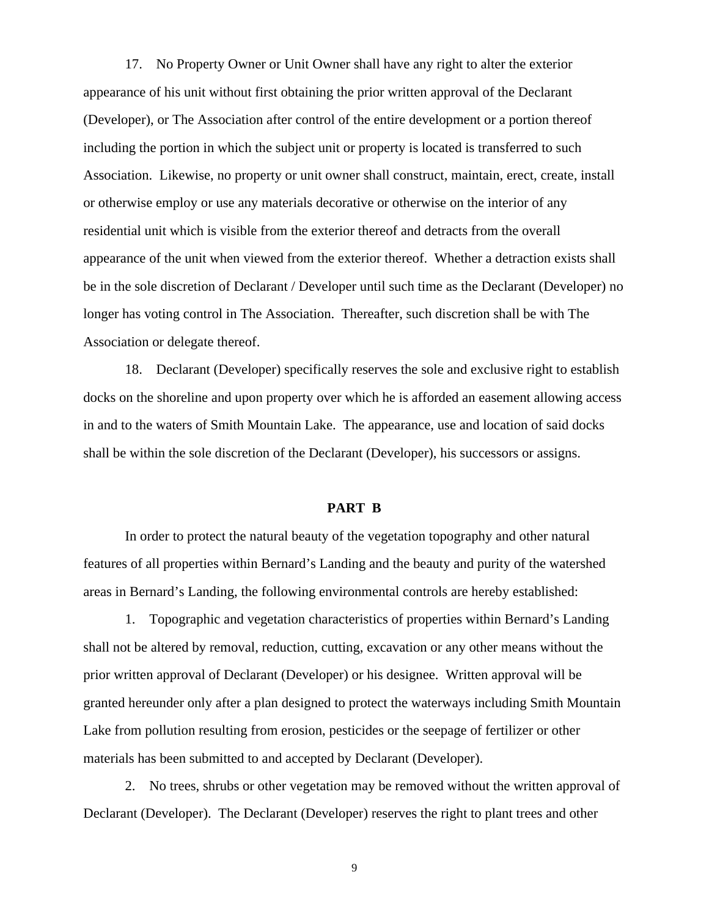17. No Property Owner or Unit Owner shall have any right to alter the exterior appearance of his unit without first obtaining the prior written approval of the Declarant (Developer), or The Association after control of the entire development or a portion thereof including the portion in which the subject unit or property is located is transferred to such Association. Likewise, no property or unit owner shall construct, maintain, erect, create, install or otherwise employ or use any materials decorative or otherwise on the interior of any residential unit which is visible from the exterior thereof and detracts from the overall appearance of the unit when viewed from the exterior thereof. Whether a detraction exists shall be in the sole discretion of Declarant / Developer until such time as the Declarant (Developer) no longer has voting control in The Association. Thereafter, such discretion shall be with The Association or delegate thereof.

18. Declarant (Developer) specifically reserves the sole and exclusive right to establish docks on the shoreline and upon property over which he is afforded an easement allowing access in and to the waters of Smith Mountain Lake. The appearance, use and location of said docks shall be within the sole discretion of the Declarant (Developer), his successors or assigns.

## PART B

In order to protect the natural beauty of the vegetation topography and other natural features of all properties within Bernard's Landing and the beauty and purity of the watershed areas in Bernard's Landing, the following environmental controls are hereby established:

1. Topographic and vegetation characteristics of properties within Bernard's Landing shall not be altered by removal, reduction, cutting, excavation or any other means without the prior written approval of Declarant (Developer) or his designee. Written approval will be granted hereunder only after a plan designed to protect the waterways including Smith Mountain Lake from pollution resulting from erosion, pesticides or the seepage of fertilizer or other materials has been submitted to and accepted by Declarant (Developer).

2. No trees, shrubs or other vegetation may be removed without the written approval of Declarant (Developer). The Declarant (Developer) reserves the right to plant trees and other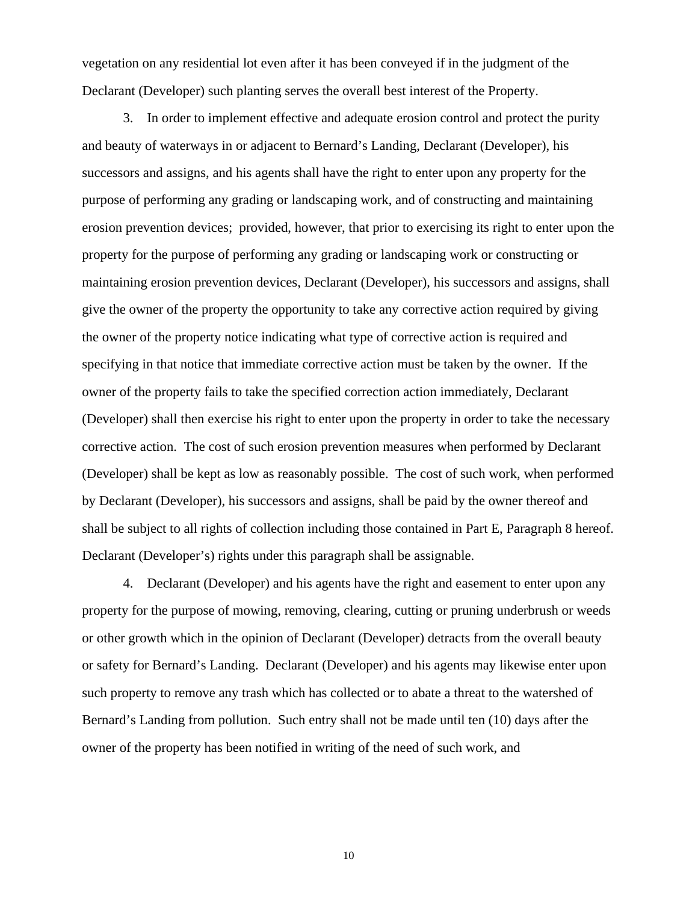vegetation on any residential lot even after it has been conveyed if in the judgment of the Declarant (Developer) such planting serves the overall best interest of the Property.

3. In order to implement effective and adequate erosion control and protect the purity and beauty of waterways in or adjacent to Bernard's Landing, Declarant (Developer), his successors and assigns, and his agents shall have the right to enter upon any property for the purpose of performing any grading or landscaping work, and of constructing and maintaining erosion prevention devices; provided, however, that prior to exercising its right to enter upon the property for the purpose of performing any grading or landscaping work or constructing or maintaining erosion prevention devices, Declarant (Developer), his successors and assigns, shall give the owner of the property the opportunity to take any corrective action required by giving the owner of the property notice indicating what type of corrective action is required and specifying in that notice that immediate corrective action must be taken by the owner. If the owner of the property fails to take the specified correction action immediately, Declarant (Developer) shall then exercise his right to enter upon the property in order to take the necessary corrective action. The cost of such erosion prevention measures when performed by Declarant (Developer) shall be kept as low as reasonably possible. The cost of such work, when performed by Declarant (Developer), his successors and assigns, shall be paid by the owner thereof and shall be subject to all rights of collection including those contained in Part E, Paragraph 8 hereof. Declarant (Developer's) rights under this paragraph shall be assignable.

4. Declarant (Developer) and his agents have the right and easement to enter upon any property for the purpose of mowing, removing, clearing, cutting or pruning underbrush or weeds or other growth which in the opinion of Declarant (Developer) detracts from the overall beauty or safety for Bernard's Landing. Declarant (Developer) and his agents may likewise enter upon such property to remove any trash which has collected or to abate a threat to the watershed of Bernard's Landing from pollution. Such entry shall not be made until ten (10) days after the owner of the property has been notified in writing of the need of such work, and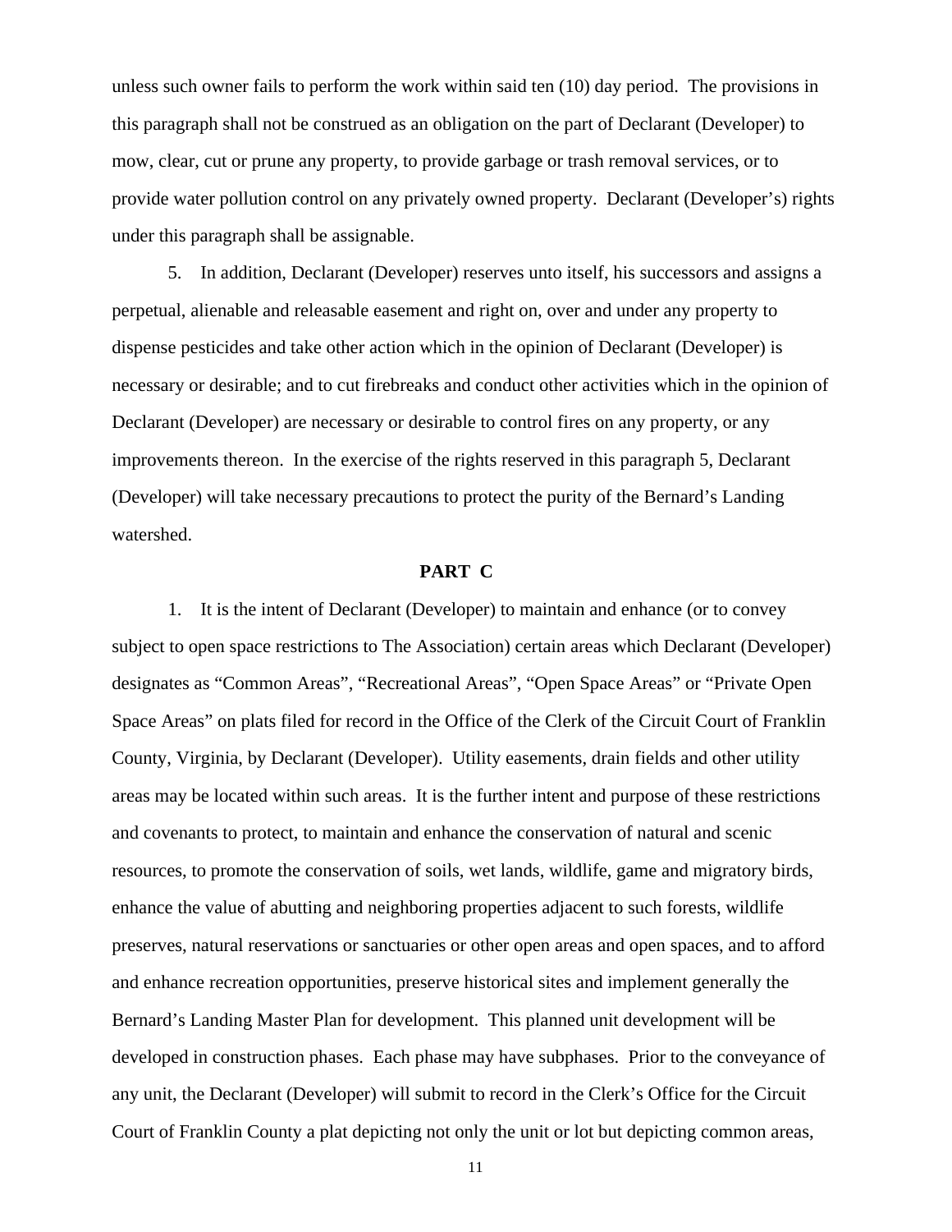unless such owner fails to perform the work within said ten (10) day period. The provisions in this paragraph shall not be construed as an obligation on the part of Declarant (Developer) to mow, clear, cut or prune any property, to provide garbage or trash removal services, or to provide water pollution control on any privately owned property. Declarant (Developer's) rights under this paragraph shall be assignable.

5. In addition, Declarant (Developer) reserves unto itself, his successors and assigns a perpetual, alienable and releasable easement and right on, over and under any property to dispense pesticides and take other action which in the opinion of Declarant (Developer) is necessary or desirable; and to cut firebreaks and conduct other activities which in the opinion of Declarant (Developer) are necessary or desirable to control fires on any property, or any improvements thereon. In the exercise of the rights reserved in this paragraph 5, Declarant (Developer) will take necessary precautions to protect the purity of the Bernard's Landing watershed.

**PART C**

1. It is the intent of Declarant (Developer) to maintain and enhance (or to convey subject to open space restrictions to The Association) certain areas which Declarant (Developer) designates as "Common Areas", "Recreational Areas", "Open Space Areas" or "Private Open Space Areas" on plats filed for record in the Office of the Clerk of the Circuit Court of Franklin County, Virginia, by Declarant (Developer). Utility easements, drain fields and other utility areas may be located within such areas. It is the further intent and purpose of these restrictions and covenants to protect, to maintain and enhance the conservation of natural and scenic resources, to promote the conservation of soils, wet lands, wildlife, game and migratory birds, enhance the value of abutting and neighboring properties adjacent to such forests, wildlife preserves, natural reservations or sanctuaries or other open areas and open spaces, and to afford and enhance recreation opportunities, preserve historical sites and implement generally the Bernard's Landing Master Plan for development. This planned unit development will be developed in construction phases. Each phase may have subphases. Prior to the conveyance of any unit, the Declarant (Developer) will submit to record in the Clerk's Office for the Circuit Court of Franklin County a plat depicting not only the unit or lot but depicting common areas,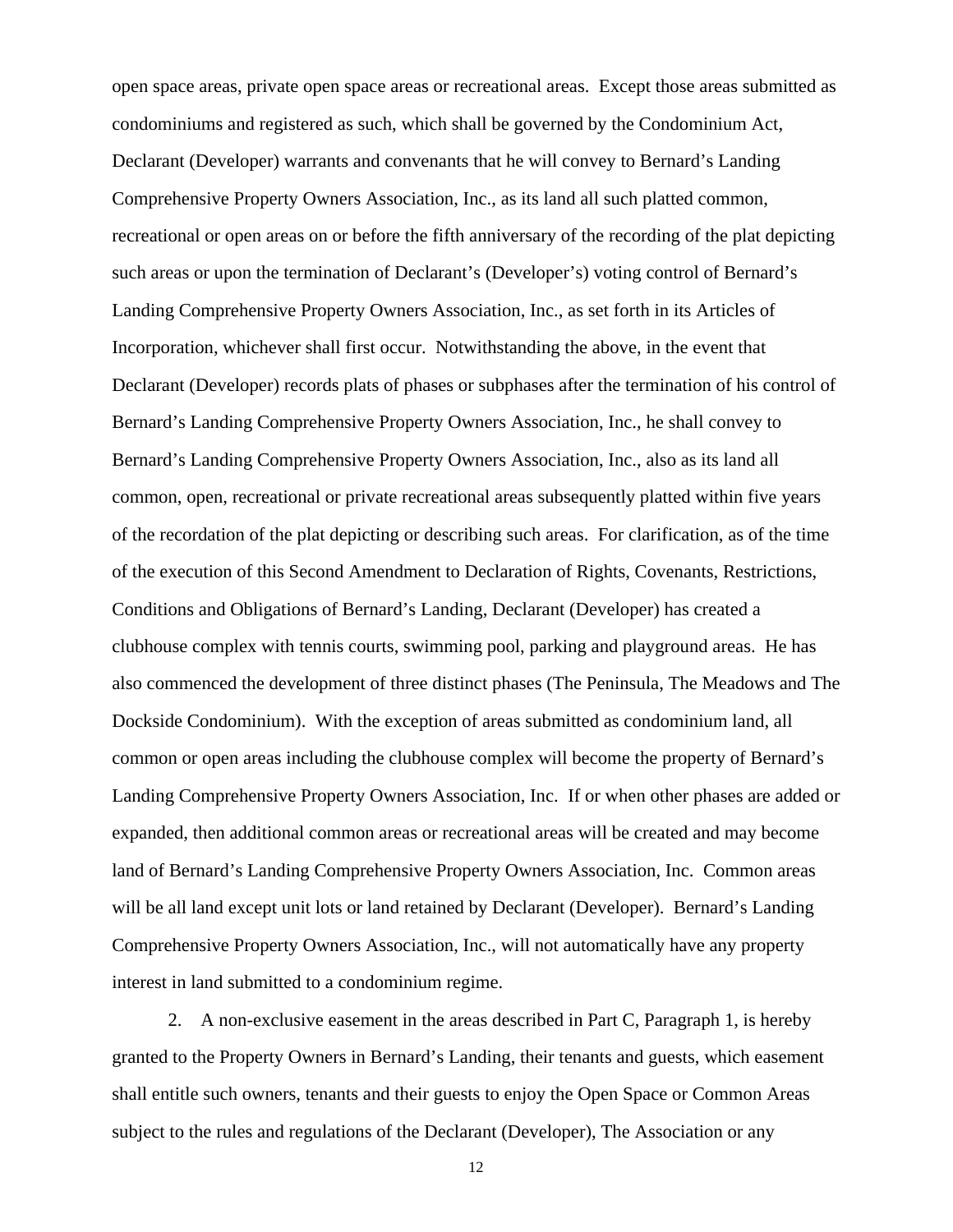open space areas, private open space areas or recreational areas. Except those areas submitted as condominiums and registered as such, which shall be governed by the Condominium Act, Declarant (Developer) warrants and convenants that he will convey to Bernard's Landing Comprehensive Property Owners Association, Inc., as its land all such platted common, recreational or open areas on or before the fifth anniversary of the recording of the plat depicting such areas or upon the termination of Declarant's (Developer's) voting control of Bernard's Landing Comprehensive Property Owners Association, Inc., as set forth in its Articles of Incorporation, whichever shall first occur. Notwithstanding the above, in the event that Declarant (Developer) records plats of phases or subphases after the termination of his control of Bernard's Landing Comprehensive Property Owners Association, Inc., he shall convey to Bernard's Landing Comprehensive Property Owners Association, Inc., also as its land all common, open, recreational or private recreational areas subsequently platted within five years of the recordation of the plat depicting or describing such areas. For clarification, as of the time of the execution of this Second Amendment to Declaration of Rights, Covenants, Restrictions, Conditions and Obligations of Bernard's Landing, Declarant (Developer) has created a clubhouse complex with tennis courts, swimming pool, parking and playground areas. He has also commenced the development of three distinct phases (The Peninsula, The Meadows and The Dockside Condominium). With the exception of areas submitted as condominium land, all common or open areas including the clubhouse complex will become the property of Bernard's Landing Comprehensive Property Owners Association, Inc. If or when other phases are added or expanded, then additional common areas or recreational areas will be created and may become land of Bernard's Landing Comprehensive Property Owners Association, Inc. Common areas will be all land except unit lots or land retained by Declarant (Developer). Bernard's Landing Comprehensive Property Owners Association, Inc., will not automatically have any property interest in land submitted to a condominium regime.

2. A non-exclusive easement in the areas described in Part C, Paragraph 1, is hereby granted to the Property Owners in Bernard's Landing, their tenants and guests, which easement shall entitle such owners, tenants and their guests to enjoy the Open Space or Common Areas subject to the rules and regulations of the Declarant (Developer), The Association or any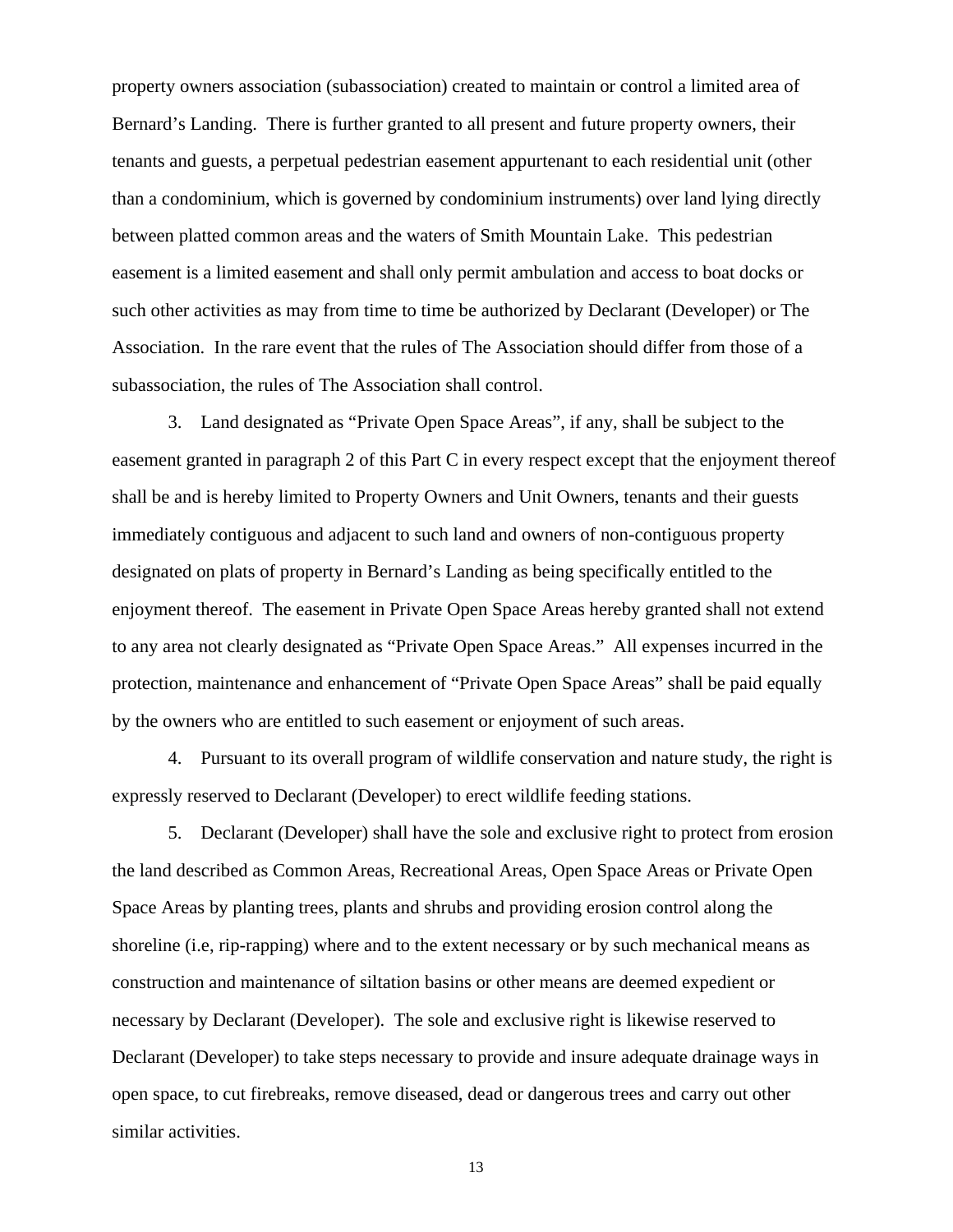property owners association (subassociation) created to maintain or control a limited area of Bernard's Landing. There is further granted to all present and future property owners, their tenants and guests, a perpetual pedestrian easement appurtenant to each residential unit (other than a condominium, which is governed by condominium instruments) over land lying directly between platted common areas and the waters of Smith Mountain Lake. This pedestrian easement is a limited easement and shall only permit ambulation and access to boat docks or such other activities as may from time to time be authorized by Declarant (Developer) or The Association. In the rare event that the rules of The Association should differ from those of a subassociation, the rules of The Association shall control.

3. Land designated as "Private Open Space Areas", if any, shall be subject to the easement granted in paragraph 2 of this Part C in every respect except that the enjoyment thereof shall be and is hereby limited to Property Owners and Unit Owners, tenants and their guests immediately contiguous and adjacent to such land and owners of non-contiguous property designated on plats of property in Bernard's Landing as being specifically entitled to the enjoyment thereof. The easement in Private Open Space Areas hereby granted shall not extend to any area not clearly designated as "Private Open Space Areas." All expenses incurred in the protection, maintenance and enhancement of "Private Open Space Areas" shall be paid equally by the owners who are entitled to such easement or enjoyment of such areas.

4. Pursuant to its overall program of wildlife conservation and nature study, the right is expressly reserved to Declarant (Developer) to erect wildlife feeding stations.

5. Declarant (Developer) shall have the sole and exclusive right to protect from erosion the land described as Common Areas, Recreational Areas, Open Space Areas or Private Open Space Areas by planting trees, plants and shrubs and providing erosion control along the shoreline (i.e, rip-rapping) where and to the extent necessary or by such mechanical means as construction and maintenance of siltation basins or other means are deemed expedient or necessary by Declarant (Developer). The sole and exclusive right is likewise reserved to Declarant (Developer) to take steps necessary to provide and insure adequate drainage ways in open space, to cut firebreaks, remove diseased, dead or dangerous trees and carry out other similar activities.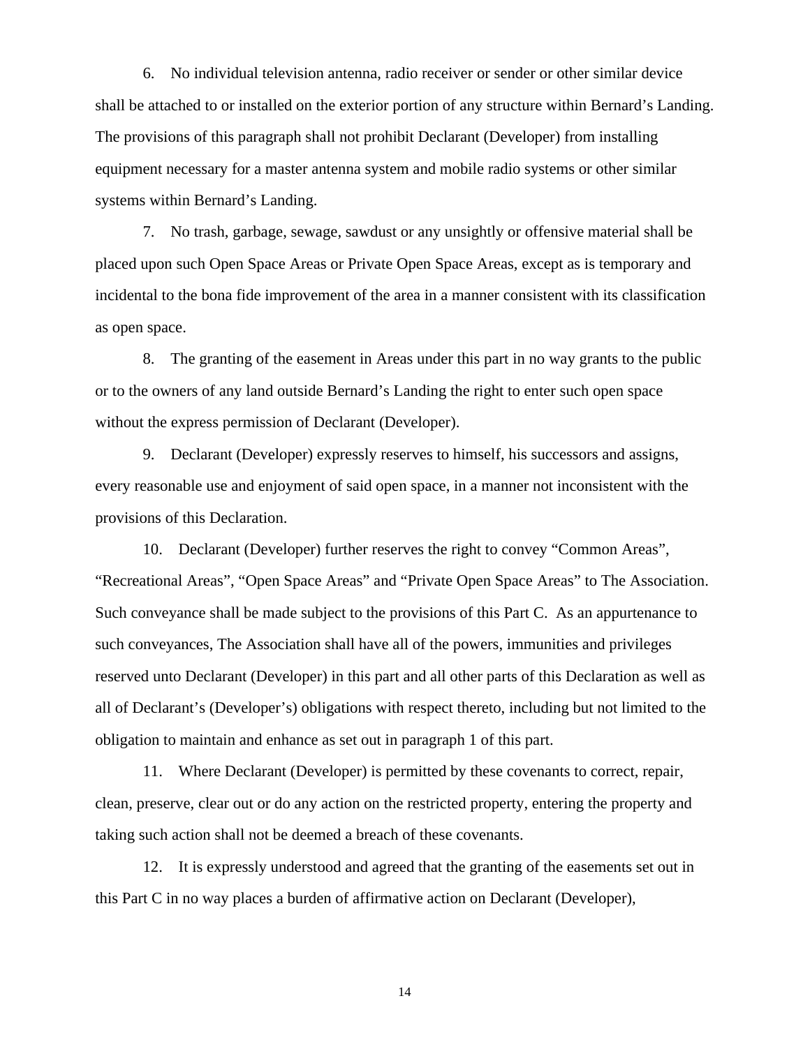6. No individual television antenna, radio receiver or sender or other similar device shall be attached to or installed on the exterior portion of any structure within Bernard's Landing. The provisions of this paragraph shall not prohibit Declarant (Developer) from installing equipment necessary for a master antenna system and mobile radio systems or other similar systems within Bernard's Landing.

7. No trash, garbage, sewage, sawdust or any unsightly or offensive material shall be placed upon such Open Space Areas or Private Open Space Areas, except as is temporary and incidental to the bona fide improvement of the area in a manner consistent with its classification as open space.

8. The granting of the easement in Areas under this part in no way grants to the public or to the owners of any land outside Bernard's Landing the right to enter such open space without the express permission of Declarant (Developer).

9. Declarant (Developer) expressly reserves to himself, his successors and assigns, every reasonable use and enjoyment of said open space, in a manner not inconsistent with the provisions of this Declaration.

10. Declarant (Developer) further reserves the right to convey "Common Areas", "Recreational Areas", "Open Space Areas" and "Private Open Space Areas" to The Association. Such conveyance shall be made subject to the provisions of this Part C. As an appurtenance to such conveyances, The Association shall have all of the powers, immunities and privileges reserved unto Declarant (Developer) in this part and all other parts of this Declaration as well as all of Declarant's (Developer's) obligations with respect thereto, including but not limited to the obligation to maintain and enhance as set out in paragraph 1 of this part.

11. Where Declarant (Developer) is permitted by these covenants to correct, repair, clean, preserve, clear out or do any action on the restricted property, entering the property and taking such action shall not be deemed a breach of these covenants.

12. It is expressly understood and agreed that the granting of the easements set out in this Part C in no way places a burden of affirmative action on Declarant (Developer),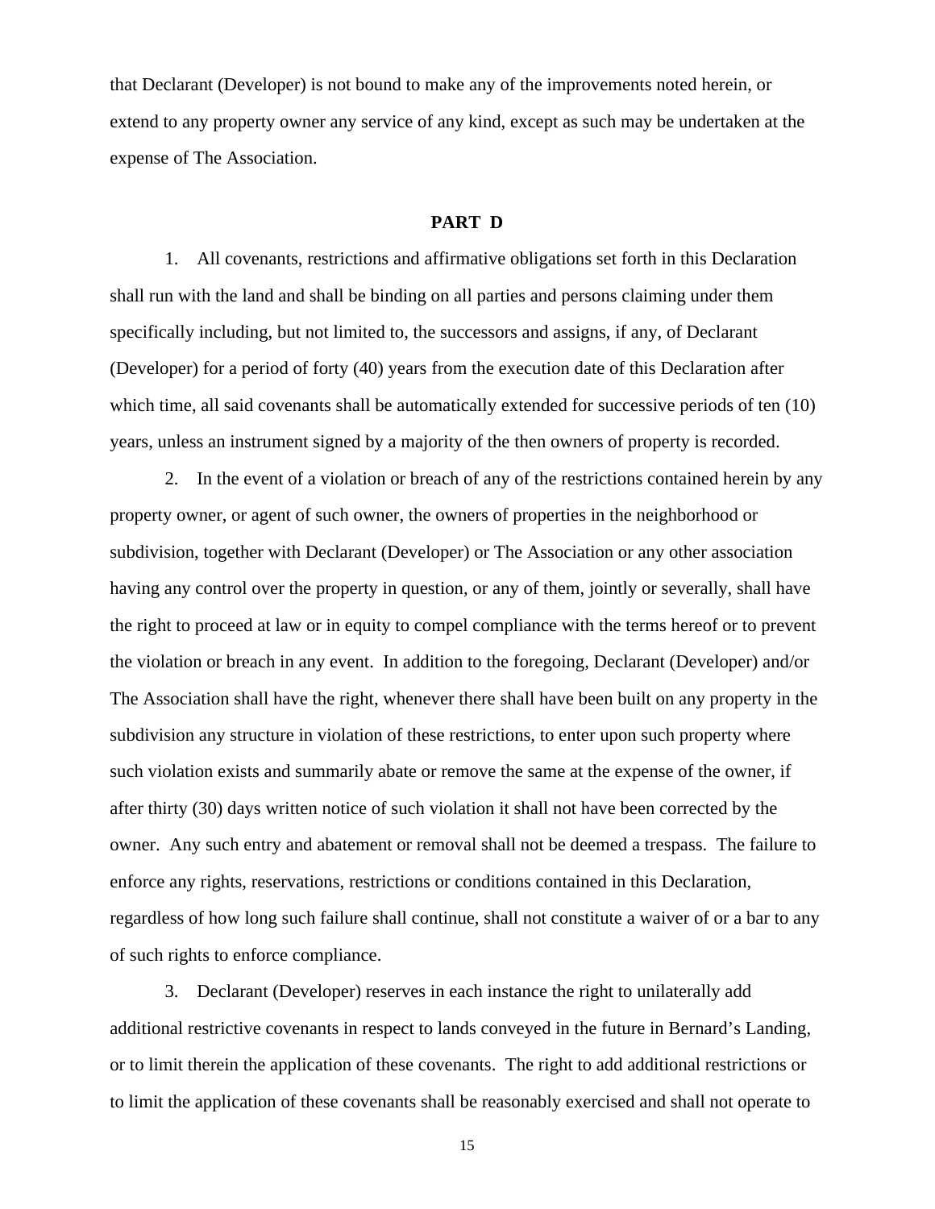that Declarant (Developer) is not bound to make any of the improvements noted herein, or extend to any property owner any service of any kind, except as such may be undertaken at the expense of The Association.

## PART D

1. All covenants, restrictions and affirmative obligations set forth in this Declaration shall run with the land and shall be binding on all parties and persons claiming under them specifically including, but not limited to, the successors and assigns, if any, of Declarant (Developer) for a period of forty (40) years from the execution date of this Declaration after which time, all said covenants shall be automatically extended for successive periods of ten (10) years, unless an instrument signed by a majority of the then owners of property is recorded.

2. In the event of a violation or breach of any of the restrictions contained herein by any property owner, or agent of such owner, the owners of properties in the neighborhood or subdivision, together with Declarant (Developer) or The Association or any other association having any control over the property in question, or any of them, jointly or severally, shall have the right to proceed at law or in equity to compel compliance with the terms hereof or to prevent the violation or breach in any event. In addition to the foregoing, Declarant (Developer) and/or The Association shall have the right, whenever there shall have been built on any property in the subdivision any structure in violation of these restrictions, to enter upon such property where such violation exists and summarily abate or remove the same at the expense of the owner, if after thirty (30) days written notice of such violation it shall not have been corrected by the owner. Any such entry and abatement or removal shall not be deemed a trespass. The failure to enforce any rights, reservations, restrictions or conditions contained in this Declaration, regardless of how long such failure shall continue, shall not constitute a waiver of or a bar to any of such rights to enforce compliance.

3. Declarant (Developer) reserves in each instance the right to unilaterally add additional restrictive covenants in respect to lands conveyed in the future in Bernard's Landing, or to limit therein the application of these covenants. The right to add additional restrictions or to limit the application of these covenants shall be reasonably exercised and shall not operate to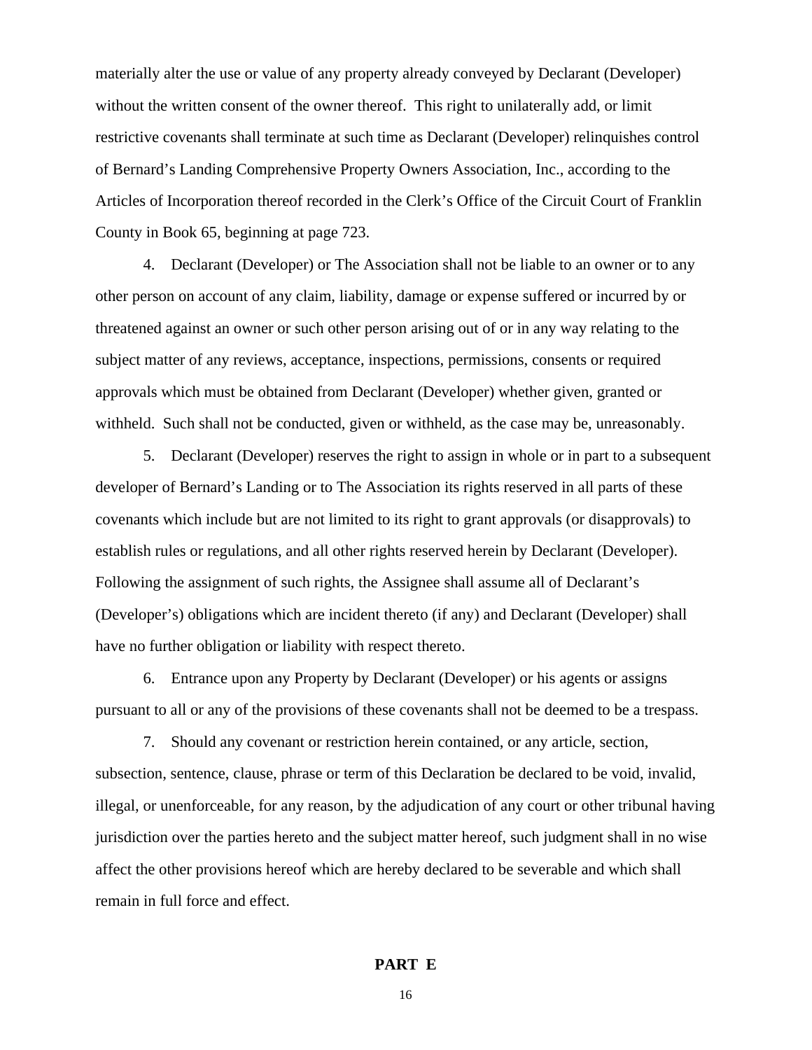materially alter the use or value of any property already conveyed by Declarant (Developer) without the written consent of the owner thereof. This right to unilaterally add, or limit restrictive covenants shall terminate at such time as Declarant (Developer) relinquishes control of Bernard's Landing Comprehensive Property Owners Association, Inc., according to the Articles of Incorporation thereof recorded in the Clerk's Office of the Circuit Court of Franklin County in Book 65, beginning at page 723.

4. Declarant (Developer) or The Association shall not be liable to an owner or to any other person on account of any claim, liability, damage or expense suffered or incurred by or threatened against an owner or such other person arising out of or in any way relating to the subject matter of any reviews, acceptance, inspections, permissions, consents or required approvals which must be obtained from Declarant (Developer) whether given, granted or withheld. Such shall not be conducted, given or withheld, as the case may be, unreasonably.

5. Declarant (Developer) reserves the right to assign in whole or in part to a subsequent developer of Bernard's Landing or to The Association its rights reserved in all parts of these covenants which include but are not limited to its right to grant approvals (or disapprovals) to establish rules or regulations, and all other rights reserved herein by Declarant (Developer). Following the assignment of such rights, the Assignee shall assume all of Declarant's (Developer's) obligations which are incident thereto (if any) and Declarant (Developer) shall have no further obligation or liability with respect thereto.

6. Entrance upon any Property by Declarant (Developer) or his agents or assigns pursuant to all or any of the provisions of these covenants shall not be deemed to be a trespass.

7. Should any covenant or restriction herein contained, or any article, section, subsection, sentence, clause, phrase or term of this Declaration be declared to be void, invalid, illegal, or unenforceable, for any reason, by the adjudication of any court or other tribunal having jurisdiction over the parties hereto and the subject matter hereof, such judgment shall in no wise affect the other provisions hereof which are hereby declared to be severable and which shall remain in full force and effect.

## PART E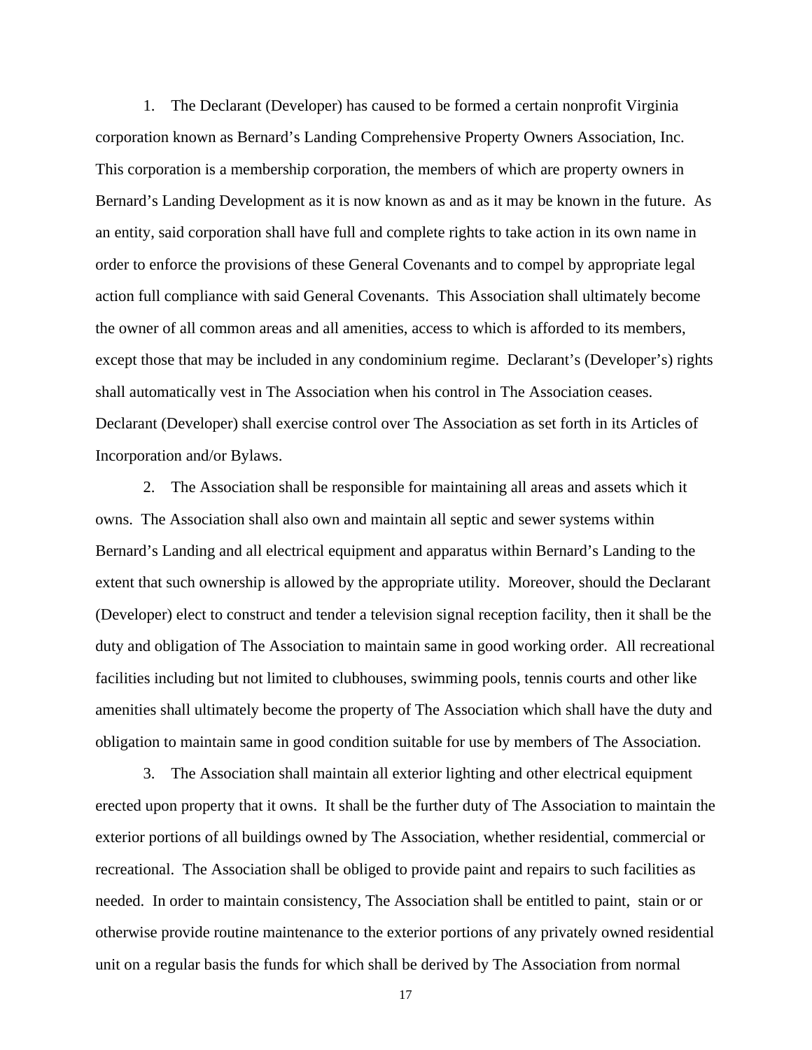1. The Declarant (Developer) has caused to be formed a certain nonprofit Virginia corporation known as Bernard's Landing Comprehensive Property Owners Association, Inc. This corporation is a membership corporation, the members of which are property owners in Bernard's Landing Development as it is now known as and as it may be known in the future. As an entity, said corporation shall have full and complete rights to take action in its own name in order to enforce the provisions of these General Covenants and to compel by appropriate legal action full compliance with said General Covenants. This Association shall ultimately become the owner of all common areas and all amenities, access to which is afforded to its members, except those that may be included in any condominium regime. Declarant's (Developer's) rights shall automatically vest in The Association when his control in The Association ceases. Declarant (Developer) shall exercise control over The Association as set forth in its Articles of Incorporation and/or Bylaws.

2. The Association shall be responsible for maintaining all areas and assets which it owns. The Association shall also own and maintain all septic and sewer systems within Bernard's Landing and all electrical equipment and apparatus within Bernard's Landing to the extent that such ownership is allowed by the appropriate utility. Moreover, should the Declarant (Developer) elect to construct and tender a television signal reception facility, then it shall be the duty and obligation of The Association to maintain same in good working order. All recreational facilities including but not limited to clubhouses, swimming pools, tennis courts and other like amenities shall ultimately become the property of The Association which shall have the duty and obligation to maintain same in good condition suitable for use by members of The Association.

3. The Association shall maintain all exterior lighting and other electrical equipment erected upon property that it owns. It shall be the further duty of The Association to maintain the exterior portions of all buildings owned by The Association, whether residential, commercial or recreational. The Association shall be obliged to provide paint and repairs to such facilities as needed. In order to maintain consistency, The Association shall be entitled to paint, stain or or otherwise provide routine maintenance to the exterior portions of any privately owned residential unit on a regular basis the funds for which shall be derived by The Association from normal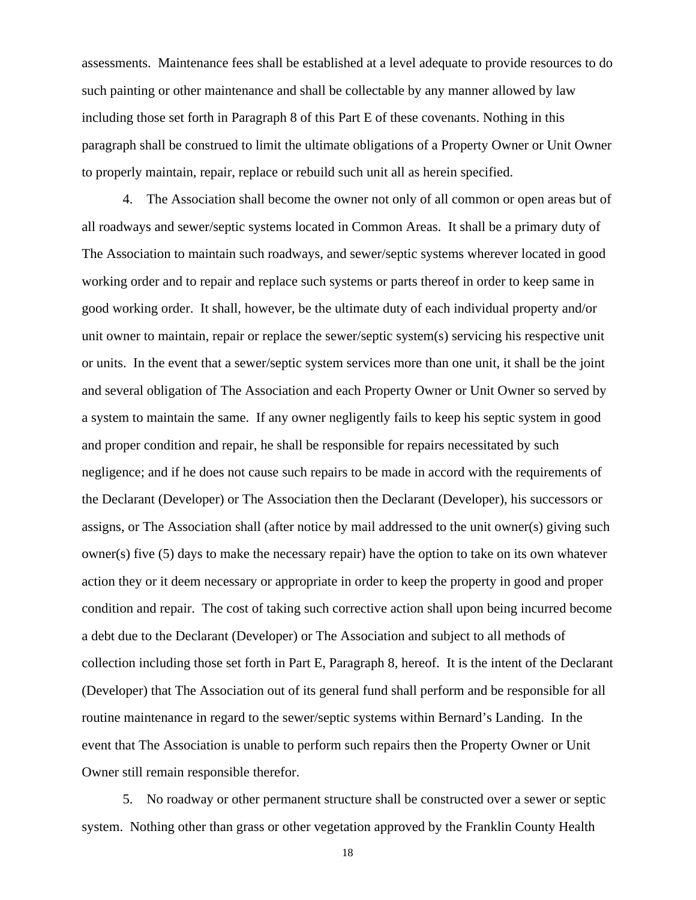assessments. Maintenance fees shall be established at a level adequate to provide resources to do such painting or other maintenance and shall be collectable by any manner allowed by law including those set forth in Paragraph 8 of this Part E of these covenants. Nothing in this paragraph shall be construed to limit the ultimate obligations of a Property Owner or Unit Owner to properly maintain, repair, replace or rebuild such unit all as herein specified.

4. The Association shall become the owner not only of all common or open areas but of all roadways and sewer/septic systems located in Common Areas. It shall be a primary duty of The Association to maintain such roadways, and sewer/septic systems wherever located in good working order and to repair and replace such systems or parts thereof in order to keep same in good working order. It shall, however, be the ultimate duty of each individual property and/or unit owner to maintain, repair or replace the sewer/septic system(s) servicing his respective unit or units. In the event that a sewer/septic system services more than one unit, it shall be the joint and several obligation of The Association and each Property Owner or Unit Owner so served by a system to maintain the same. If any owner negligently fails to keep his septic system in good and proper condition and repair, he shall be responsible for repairs necessitated by such negligence; and if he does not cause such repairs to be made in accord with the requirements of the Declarant (Developer) or The Association then the Declarant (Developer), his successors or assigns, or The Association shall (after notice by mail addressed to the unit owner(s) giving such owner(s) five (5) days to make the necessary repair) have the option to take on its own whatever action they or it deem necessary or appropriate in order to keep the property in good and proper condition and repair. The cost of taking such corrective action shall upon being incurred become a debt due to the Declarant (Developer) or The Association and subject to all methods of collection including those set forth in Part E, Paragraph 8, hereof. It is the intent of the Declarant (Developer) that The Association out of its general fund shall perform and be responsible for all routine maintenance in regard to the sewer/septic systems within Bernard's Landing. In the event that The Association is unable to perform such repairs then the Property Owner or Unit Owner still remain responsible therefor.

5. No roadway or other permanent structure shall be constructed over a sewer or septic system. Nothing other than grass or other vegetation approved by the Franklin County Health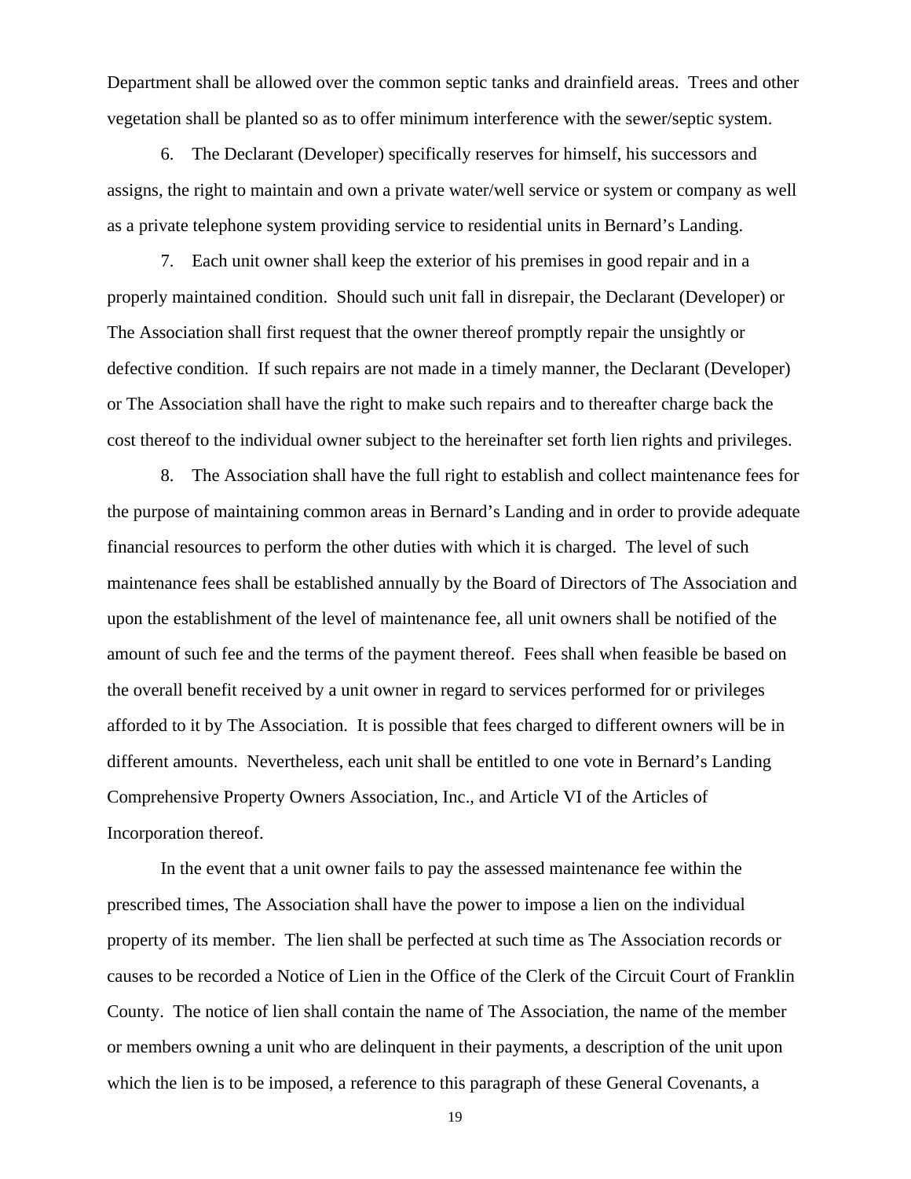Department shall be allowed over the common septic tanks and drainfield areas. Trees and other vegetation shall be planted so as to offer minimum interference with the sewer/septic system.

6. The Declarant (Developer) specifically reserves for himself, his successors and assigns, the right to maintain and own a private water/well service or system or company as well as a private telephone system providing service to residential units in Bernard's Landing.

7. Each unit owner shall keep the exterior of his premises in good repair and in a properly maintained condition. Should such unit fall in disrepair, the Declarant (Developer) or The Association shall first request that the owner thereof promptly repair the unsightly or defective condition. If such repairs are not made in a timely manner, the Declarant (Developer) or The Association shall have the right to make such repairs and to thereafter charge back the cost thereof to the individual owner subject to the hereinafter set forth lien rights and privileges.

8. The Association shall have the full right to establish and collect maintenance fees for the purpose of maintaining common areas in Bernard's Landing and in order to provide adequate financial resources to perform the other duties with which it is charged. The level of such maintenance fees shall be established annually by the Board of Directors of The Association and upon the establishment of the level of maintenance fee, all unit owners shall be notified of the amount of such fee and the terms of the payment thereof. Fees shall when feasible be based on the overall benefit received by a unit owner in regard to services performed for or privileges afforded to it by The Association. It is possible that fees charged to different owners will be in different amounts. Nevertheless, each unit shall be entitled to one vote in Bernard's Landing Comprehensive Property Owners Association, Inc., and Article VI of the Articles of Incorporation thereof.

In the event that a unit owner fails to pay the assessed maintenance fee within the prescribed times, The Association shall have the power to impose a lien on the individual property of its member. The lien shall be perfected at such time as The Association records or causes to be recorded a Notice of Lien in the Office of the Clerk of the Circuit Court of Franklin County. The notice of lien shall contain the name of The Association, the name of the member or members owning a unit who are delinquent in their payments, a description of the unit upon which the lien is to be imposed, a reference to this paragraph of these General Covenants, a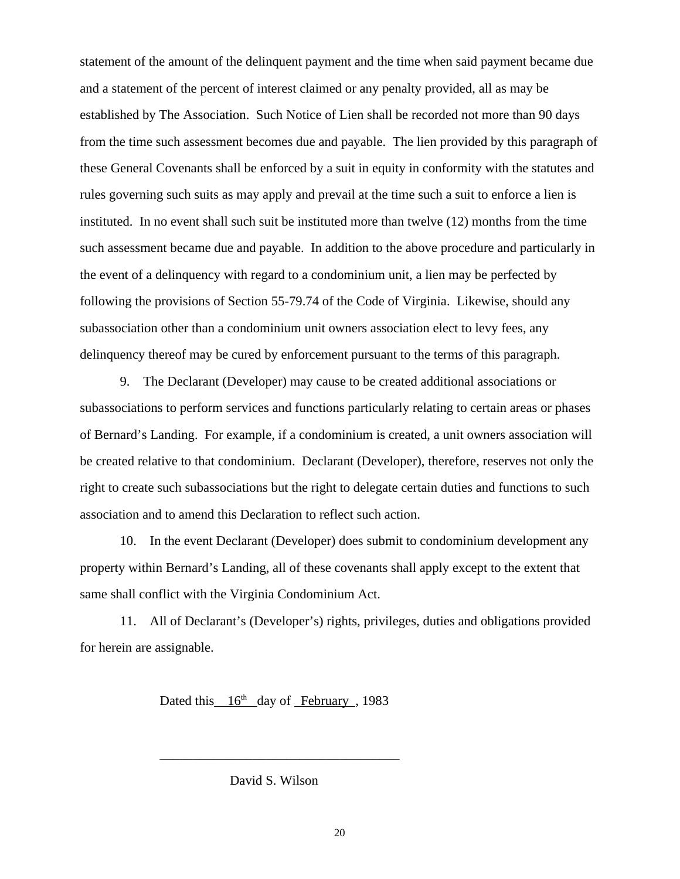statement of the amount of the delinquent payment and the time when said payment became due and a statement of the percent of interest claimed or any penalty provided, all as may be established by The Association. Such Notice of Lien shall be recorded not more than 90 days from the time such assessment becomes due and payable. The lien provided by this paragraph of these General Covenants shall be enforced by a suit in equity in conformity with the statutes and rules governing such suits as may apply and prevail at the time such a suit to enforce a lien is instituted. In no event shall such suit be instituted more than twelve (12) months from the time such assessment became due and payable. In addition to the above procedure and particularly in the event of a delinquency with regard to a condominium unit, a lien may be perfected by following the provisions of Section 55-79.74 of the Code of Virginia. Likewise, should any subassociation other than a condominium unit owners association elect to levy fees, any delinquency thereof may be cured by enforcement pursuant to the terms of this paragraph.

9. The Declarant (Developer) may cause to be created additional associations or subassociations to perform services and functions particularly relating to certain areas or phases of Bernard's Landing. For example, if a condominium is created, a unit owners association will be created relative to that condominium. Declarant (Developer), therefore, reserves not only the right to create such subassociations but the right to delegate certain duties and functions to such association and to amend this Declaration to reflect such action.

10. In the event Declarant (Developer) does submit to condominium development any property within Bernard's Landing, all of these covenants shall apply except to the extent that same shall conflict with the Virginia Condominium Act.

11. All of Declarant's (Developer's) rights, privileges, duties and obligations provided for herein are assignable.

Dated this 16th day of February, 1983

___________________________________

David S. Wilson